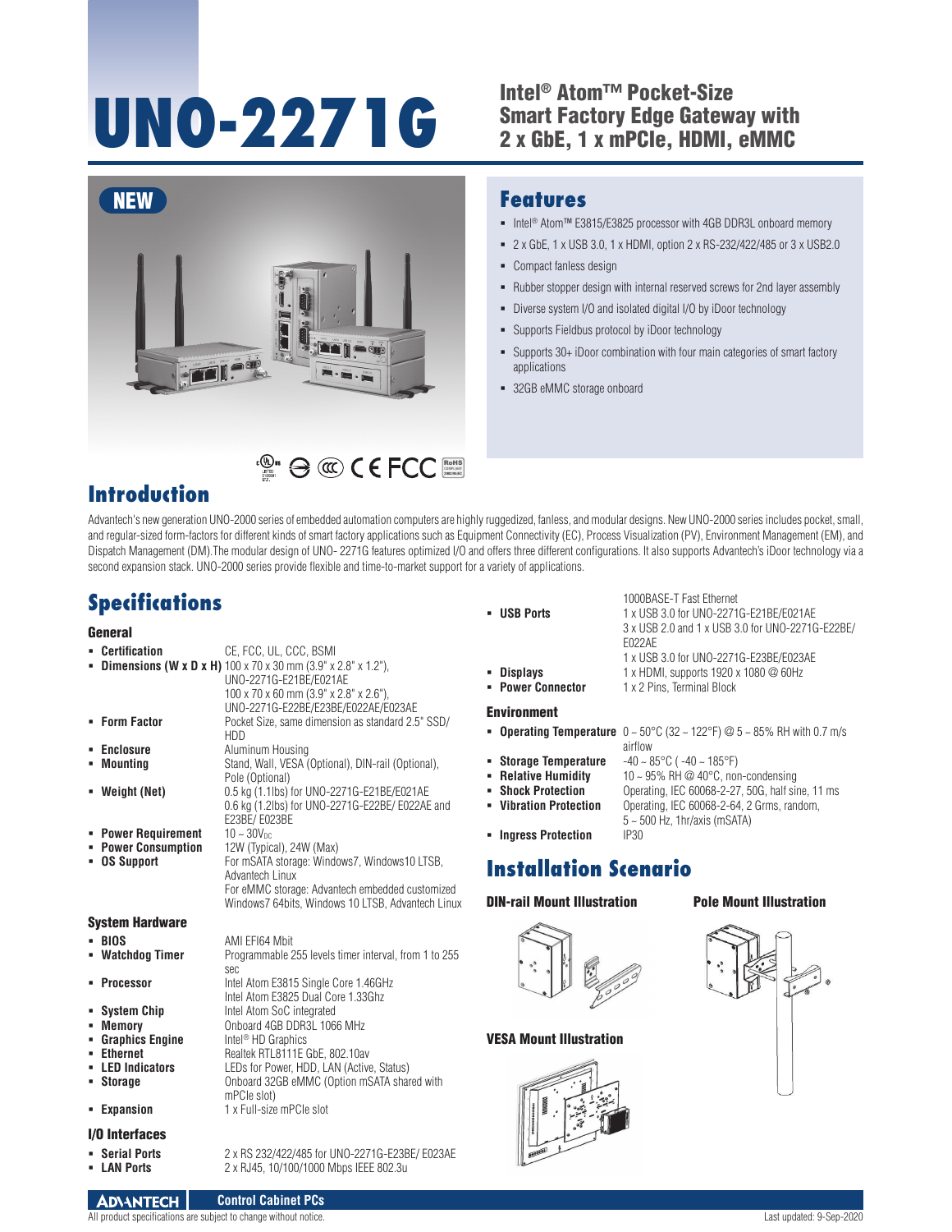# UNO-2271G

## Intel® Atom™ Pocket-Size Smart Factory Edge Gateway with 2 x GbE, 1 x mPCIe, HDMI, eMMC

NEW

## Features

- Intel® Atom™ E3815/E3825 processor with 4GB DDR3L onboard memory
- 2 x GbE, 1 x USB 3.0, 1 x HDMI, option 2 x RS-232/422/485 or 3 x USB2.0
- Compact fanless design
- Rubber stopper design with internal reserved screws for 2nd layer assembly
- Diverse system I/O and isolated digital I/O by iDoor technology
- Supports Fieldbus protocol by iDoor technology
- Supports 30+ iDoor combination with four main categories of smart factory applications
- 32GB eMMC storage onboard

## Introduction

Advantech's new generation UNO-2000 series of embedded automation computers are highly ruggedized, fanless, and modular designs. New UNO-2000 series includes pocket, small, and regular-sized form-factors for different kinds of smart factory applications such as Equipment Connectivity (EC), Process Visualization (PV), Environment Management (EM), and Dispatch Management (DM).The modular design of UNO- 2271G features optimized I/O and offers three different configurations. It also supports Advantech's iDoor technology via a second expansion stack. UNO-2000 series provide flexible and time-to-market support for a variety of applications.

## Specifications

### General

- **Certification**: CE, FCC, UL, CCC, BSMI
- **Dimensions (W x D x H)**: 100 x 70 x 30 mm (3.9" x 2.8" x 1.2"), UNO-2271G-E21BE/E021AE; 100 x 70 x 60 mm (3.9" x 2.8" x 2.6"), UNO-2271G-E22BE/E23BE/E022AE/E023AE
- **Form Factor**: Pocket Size, same dimension as standard 2.5" SSD/HDD
- **Enclosure**: Aluminum Housing
- **Mounting**: Stand, Wall, VESA (Optional), DIN-rail (Optional), Pole (Optional)
- **Weight (Net)**: 0.5 kg (1.1lbs) for UNO-2271G-E21BE/E021AE; 0.6 kg (1.2lbs) for UNO-2271G-E22BE/ E022AE and E23BE/ E023BE
- **Power Requirement**: 10 ~ 30$V_{DC}$
- **Power Consumption**: 12W (Typical), 24W (Max)
- **OS Support**: For mSATA storage: Windows7, Windows10 LTSB, Advantech Linux; For eMMC storage: Advantech embedded customized Windows7 64bits, Windows 10 LTSB, Advantech Linux

### System Hardware

- **BIOS**: AMI EFI64 Mbit
- **Watchdog Timer**: Programmable 255 levels timer interval, from 1 to 255 sec
- **Processor**: Intel Atom E3815 Single Core 1.46GHz; Intel Atom E3825 Dual Core 1.33Ghz
- **System Chip**: Intel Atom SoC integrated
- **Memory**: Onboard 4GB DDR3L 1066 MHz
- **Graphics Engine**: Intel® HD Graphics
- **Ethernet**: Realtek RTL8111E GbE, 802.10av
- **LED Indicators**: LEDs for Power, HDD, LAN (Active, Status)
- **Storage**: Onboard 32GB eMMC (Option mSATA shared with mPCIe slot)
- **Expansion**: 1 x Full-size mPCIe slot

### I/O Interfaces

- **Serial Ports**: 2 x RS 232/422/485 for UNO-2271G-E23BE/ E023AE
- **LAN Ports**: 2 x RJ45, 10/100/1000 Mbps IEEE 802.3u 1000BASE-T Fast Ethernet
- **USB Ports**: 1 x USB 3.0 for UNO-2271G-E21BE/E021AE; 3 x USB 2.0 and 1 x USB 3.0 for UNO-2271G-E22BE/ E022AE; 1 x USB 3.0 for UNO-2271G-E23BE/E023AE
- **Displays**: 1 x HDMI, supports 1920 x 1080 @ 60Hz
- **Power Connector**: 1 x 2 Pins, Terminal Block

### Environment

- **Operating Temperature**: 0 ~ 50°C (32 ~ 122°F) @ 5 ~ 85% RH with 0.7 m/s airflow
- **Storage Temperature**: -40 ~ 85°C ( -40 ~ 185°F)
- **Relative Humidity**: 10 ~ 95% RH @ 40°C, non-condensing
- **Shock Protection**: Operating, IEC 60068-2-27, 50G, half sine, 11 ms
- **Vibration Protection**: Operating, IEC 60068-2-64, 2 Grms, random, 5 ~ 500 Hz, 1hr/axis (mSATA)
- **Ingress Protection**: IP30

## Installation Scenario

**DIN-rail Mount Illustration**

**Pole Mount Illustration**

**VESA Mount Illustration**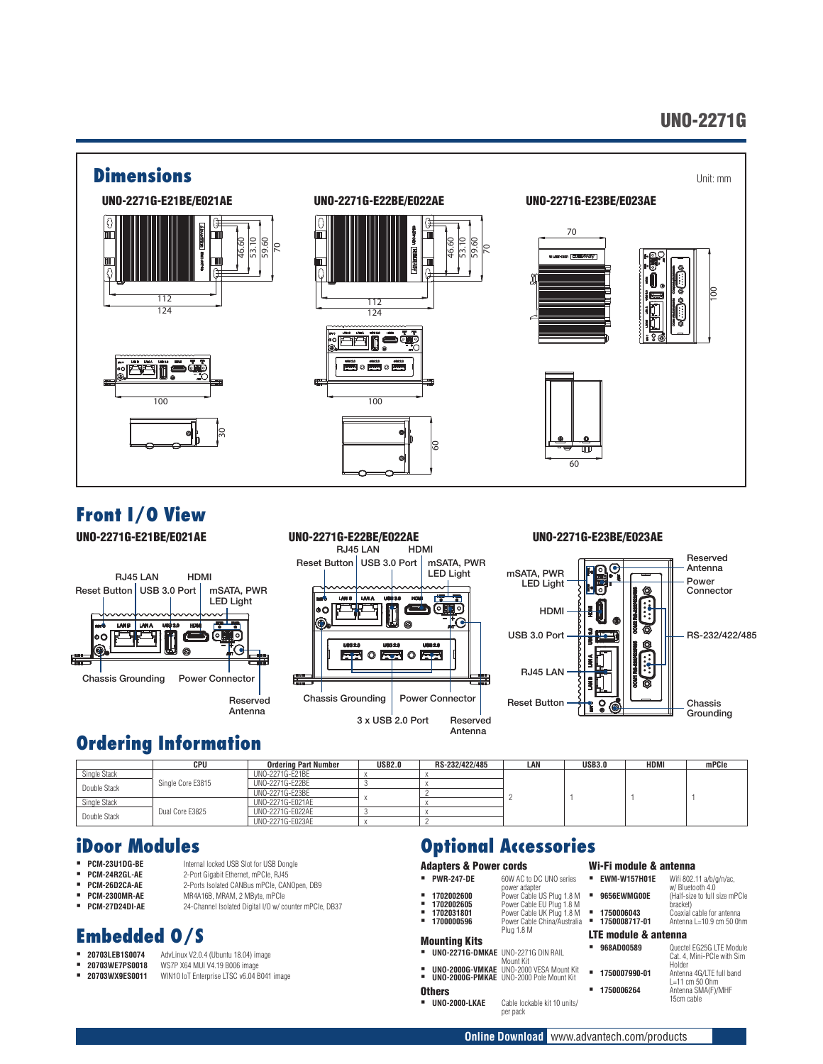## Dimensions

Unit: mm

### UNO-2271G-E21BE/E021AE

### UNO-2271G-E22BE/E022AE

### UNO-2271G-E23BE/E023AE

## Front I/O View

### UNO-2271G-E21BE/E021AE

RJ45 LAN, HDMI, Reset Button, USB 3.0 Port, mSATA, PWR LED Light, Chassis Grounding, Power Connector, Reserved Antenna

### UNO-2271G-E22BE/E022AE

RJ45 LAN, HDMI, Reset Button, USB 3.0 Port, mSATA, PWR LED Light, Chassis Grounding, Power Connector, 3 x USB 2.0 Port, Reserved Antenna

### UNO-2271G-E23BE/E023AE

mSATA, PWR LED Light, HDMI, USB 3.0 Port, RJ45 LAN, Reset Button, Reserved Antenna, Power Connector, RS-232/422/485, Chassis Grounding

## Ordering Information

| | CPU | Ordering Part Number | USB2.0 | RS-232/422/485 | LAN | USB3.0 | HDMI | mPCIe |
|---|---|---|---|---|---|---|---|---|
| Single Stack | Single Core E3815 | UNO-2271G-E21BE | x | x | 2 | 1 | 1 | 1 |
| Double Stack | | UNO-2271G-E22BE | 3 | x | | | | |
| | | UNO-2271G-E23BE | x | 2 | | | | |
| Single Stack | Dual Core E3825 | UNO-2271G-E021AE | | x | | | | |
| Double Stack | | UNO-2271G-E022AE | 3 | x | | | | |
| | | UNO-2271G-E023AE | x | 2 | | | | |

## iDoor Modules

- **PCM-23U1DG-BE** Internal locked USB Slot for USB Dongle
- **PCM-24R2GL-AE** 2-Port Gigabit Ethernet, mPCIe, RJ45
- **PCM-26D2CA-AE** 2-Ports Isolated CANBus mPCIe, CANOpen, DB9
- **PCM-2300MR-AE** MR4A16B, MRAM, 2 MByte, mPCIe
- **PCM-27D24DI-AE** 24-Channel Isolated Digital I/O w/ counter mPCIe, DB37

## Embedded O/S

- **20703LEB1S0074** AdvLinux V2.0.4 (Ubuntu 18.04) image
- **20703WE7PS0018** WS7P X64 MUI V4.19 B006 image
- **20703WX9ES0011** WIN10 IoT Enterprise LTSC v6.04 B041 image

## Optional Accessories

### Adapters & Power cords

- **PWR-247-DE** 60W AC to DC UNO series power adapter
- **1702002600** Power Cable US Plug 1.8 M
- **1702002605** Power Cable EU Plug 1.8 M
- **1702031801** Power Cable UK Plug 1.8 M
- **1700000596** Power Cable China/Australia Plug 1.8 M

### Mounting Kits

- **UNO-2271G-DMKAE** UNO-2271G DIN RAIL Mount Kit
- **UNO-2000G-VMKAE** UNO-2000 VESA Mount Kit
- **UNO-2000G-PMKAE** UNO-2000 Pole Mount Kit

### Others

- **UNO-2000-LKAE** Cable lockable kit 10 units/ per pack

### Wi-Fi module & antenna

- **EWM-W157H01E** Wifi 802.11 a/b/g/n/ac, w/ Bluetooth 4.0
- **9656EWMG00E** (Half-size to full size mPCIe bracket)
- **1750006043** Coaxial cable for antenna
- **1750008717-01** Antenna L=10.9 cm 50 Ohm

### LTE module & antenna

- **968AD00589** Quectel EG25G LTE Module Cat. 4, Mini-PCIe with Sim Holder
- **1750007990-01** Antenna 4G/LTE full band L=11 cm 50 Ohm
- **1750006264** Antenna SMA(F)/MHF 15cm cable

**Online Download** www.advantech.com/products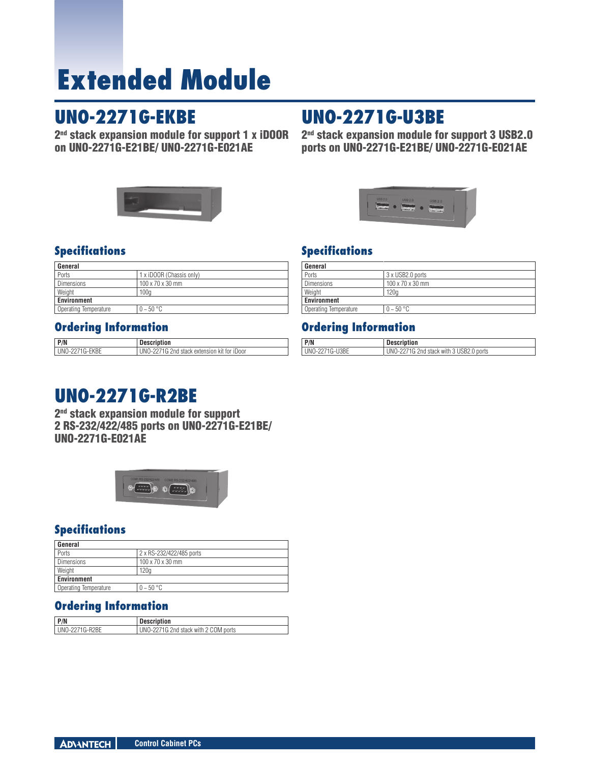# Extended Module

## UNO-2271G-EKBE

**2nd stack expansion module for support 1 x iDOOR on UNO-2271G-E21BE/ UNO-2271G-E021AE**

### Specifications

| General | |
|---|---|
| Ports | 1 x iDOOR (Chassis only) |
| Dimensions | 100 x 70 x 30 mm |
| Weight | 100g |
| **Environment** | |
| Operating Temperature | 0 ~ 50 °C |

### Ordering Information

| P/N | Description |
|---|---|
| UNO-2271G-EKBE | UNO-2271G 2nd stack extension kit for iDoor |

## UNO-2271G-U3BE

**2nd stack expansion module for support 3 USB2.0 ports on UNO-2271G-E21BE/ UNO-2271G-E021AE**

### Specifications

| General | |
|---|---|
| Ports | 3 x USB2.0 ports |
| Dimensions | 100 x 70 x 30 mm |
| Weight | 120g |
| **Environment** | |
| Operating Temperature | 0 ~ 50 °C |

### Ordering Information

| P/N | Description |
|---|---|
| UNO-2271G-U3BE | UNO-2271G 2nd stack with 3 USB2.0 ports |

## UNO-2271G-R2BE

**2nd stack expansion module for support 2 RS-232/422/485 ports on UNO-2271G-E21BE/ UNO-2271G-E021AE**

### Specifications

| General | |
|---|---|
| Ports | 2 x RS-232/422/485 ports |
| Dimensions | 100 x 70 x 30 mm |
| Weight | 120g |
| **Environment** | |
| Operating Temperature | 0 ~ 50 °C |

### Ordering Information

| P/N | Description |
|---|---|
| UNO-2271G-R2BE | UNO-2271G 2nd stack with 2 COM ports |